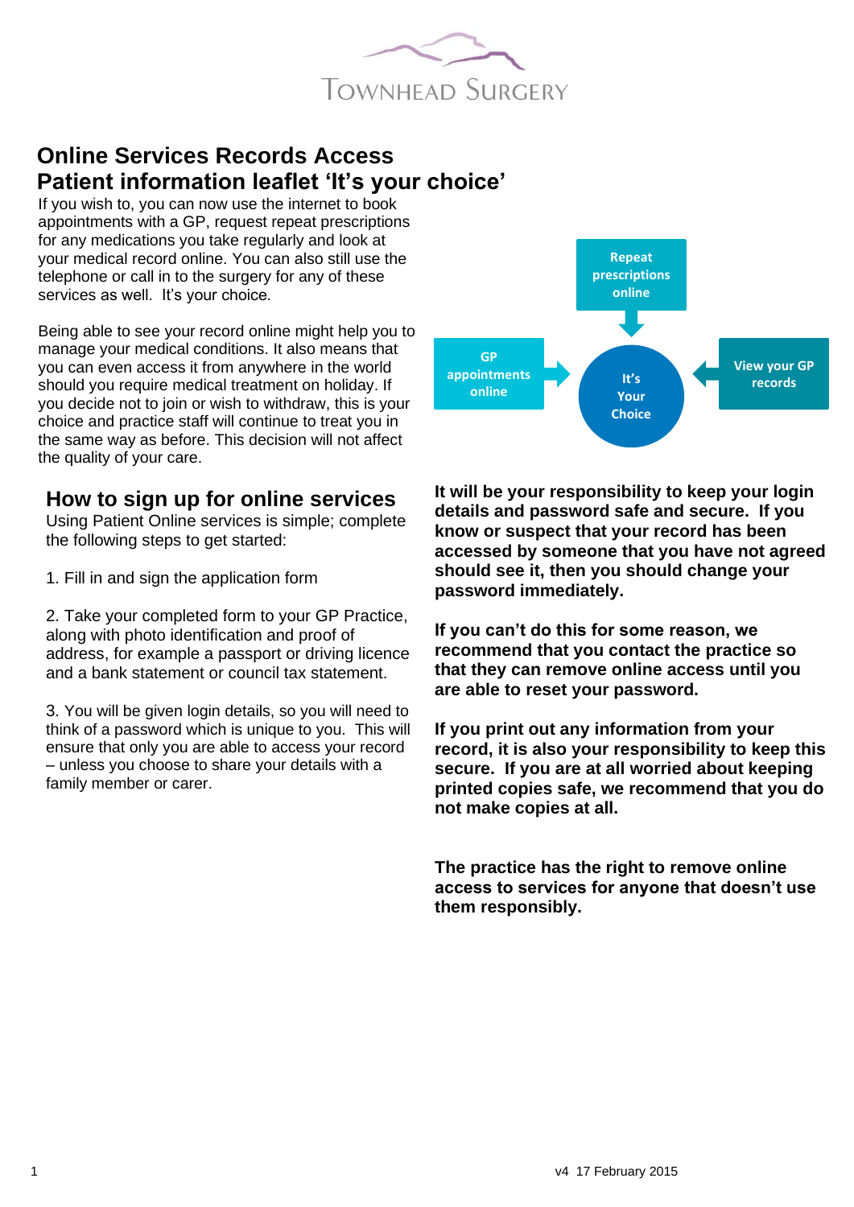# Townhead Surgery

## Online Services Records Access
## Patient information leaflet 'It's your choice'

If you wish to, you can now use the internet to book appointments with a GP, request repeat prescriptions for any medications you take regularly and look at your medical record online. You can also still use the telephone or call in to the surgery for any of these services as well. It's your choice.

Being able to see your record online might help you to manage your medical conditions. It also means that you can even access it from anywhere in the world should you require medical treatment on holiday. If you decide not to join or wish to withdraw, this is your choice and practice staff will continue to treat you in the same way as before. This decision will not affect the quality of your care.

Repeat prescriptions online

GP appointments online

It's Your Choice

View your GP records

## How to sign up for online services

Using Patient Online services is simple; complete the following steps to get started:

1. Fill in and sign the application form

2. Take your completed form to your GP Practice, along with photo identification and proof of address, for example a passport or driving licence and a bank statement or council tax statement.

3. You will be given login details, so you will need to think of a password which is unique to you. This will ensure that only you are able to access your record – unless you choose to share your details with a family member or carer.

**It will be your responsibility to keep your login details and password safe and secure. If you know or suspect that your record has been accessed by someone that you have not agreed should see it, then you should change your password immediately.**

**If you can't do this for some reason, we recommend that you contact the practice so that they can remove online access until you are able to reset your password.**

**If you print out any information from your record, it is also your responsibility to keep this secure. If you are at all worried about keeping printed copies safe, we recommend that you do not make copies at all.**

**The practice has the right to remove online access to services for anyone that doesn't use them responsibly.**

v4 17 February 2015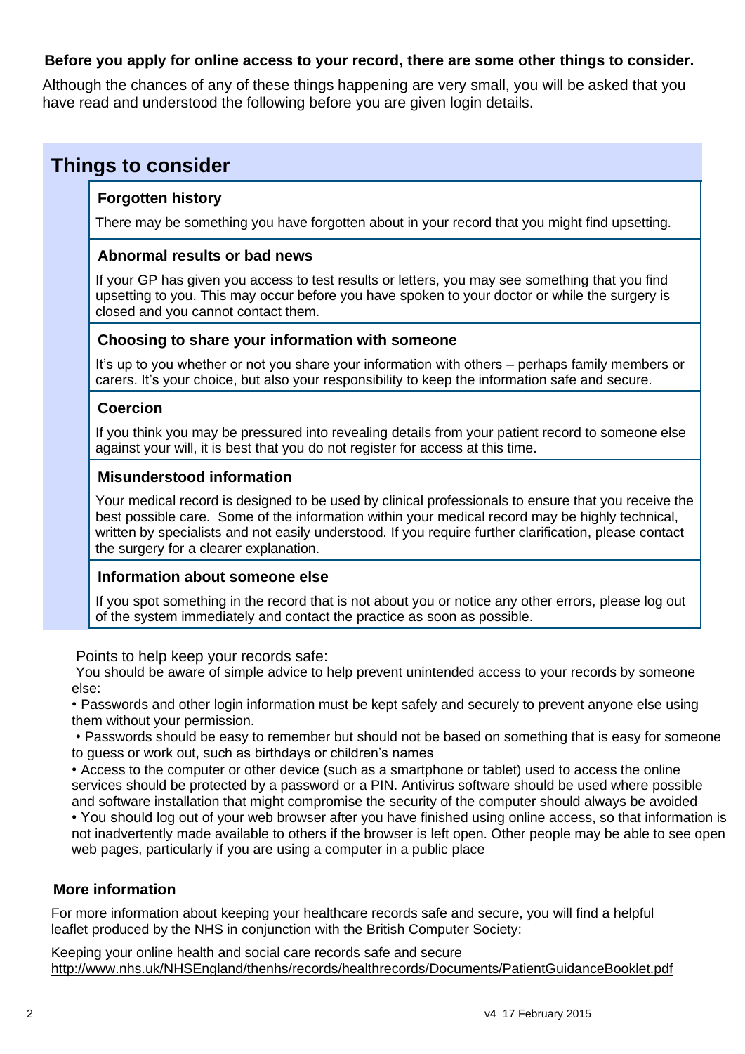**Before you apply for online access to your record, there are some other things to consider.**

Although the chances of any of these things happening are very small, you will be asked that you have read and understood the following before you are given login details.

## Things to consider

### Forgotten history

There may be something you have forgotten about in your record that you might find upsetting.

### Abnormal results or bad news

If your GP has given you access to test results or letters, you may see something that you find upsetting to you. This may occur before you have spoken to your doctor or while the surgery is closed and you cannot contact them.

### Choosing to share your information with someone

It's up to you whether or not you share your information with others – perhaps family members or carers. It's your choice, but also your responsibility to keep the information safe and secure.

### Coercion

If you think you may be pressured into revealing details from your patient record to someone else against your will, it is best that you do not register for access at this time.

### Misunderstood information

Your medical record is designed to be used by clinical professionals to ensure that you receive the best possible care. Some of the information within your medical record may be highly technical, written by specialists and not easily understood. If you require further clarification, please contact the surgery for a clearer explanation.

### Information about someone else

If you spot something in the record that is not about you or notice any other errors, please log out of the system immediately and contact the practice as soon as possible.

Points to help keep your records safe:

You should be aware of simple advice to help prevent unintended access to your records by someone else:

- Passwords and other login information must be kept safely and securely to prevent anyone else using them without your permission.
- Passwords should be easy to remember but should not be based on something that is easy for someone to guess or work out, such as birthdays or children's names
- Access to the computer or other device (such as a smartphone or tablet) used to access the online services should be protected by a password or a PIN. Antivirus software should be used where possible and software installation that might compromise the security of the computer should always be avoided
- You should log out of your web browser after you have finished using online access, so that information is not inadvertently made available to others if the browser is left open. Other people may be able to see open web pages, particularly if you are using a computer in a public place

### More information

For more information about keeping your healthcare records safe and secure, you will find a helpful leaflet produced by the NHS in conjunction with the British Computer Society:

Keeping your online health and social care records safe and secure
http://www.nhs.uk/NHSEngland/thenhs/records/healthrecords/Documents/PatientGuidanceBooklet.pdf

v4 17 February 2015